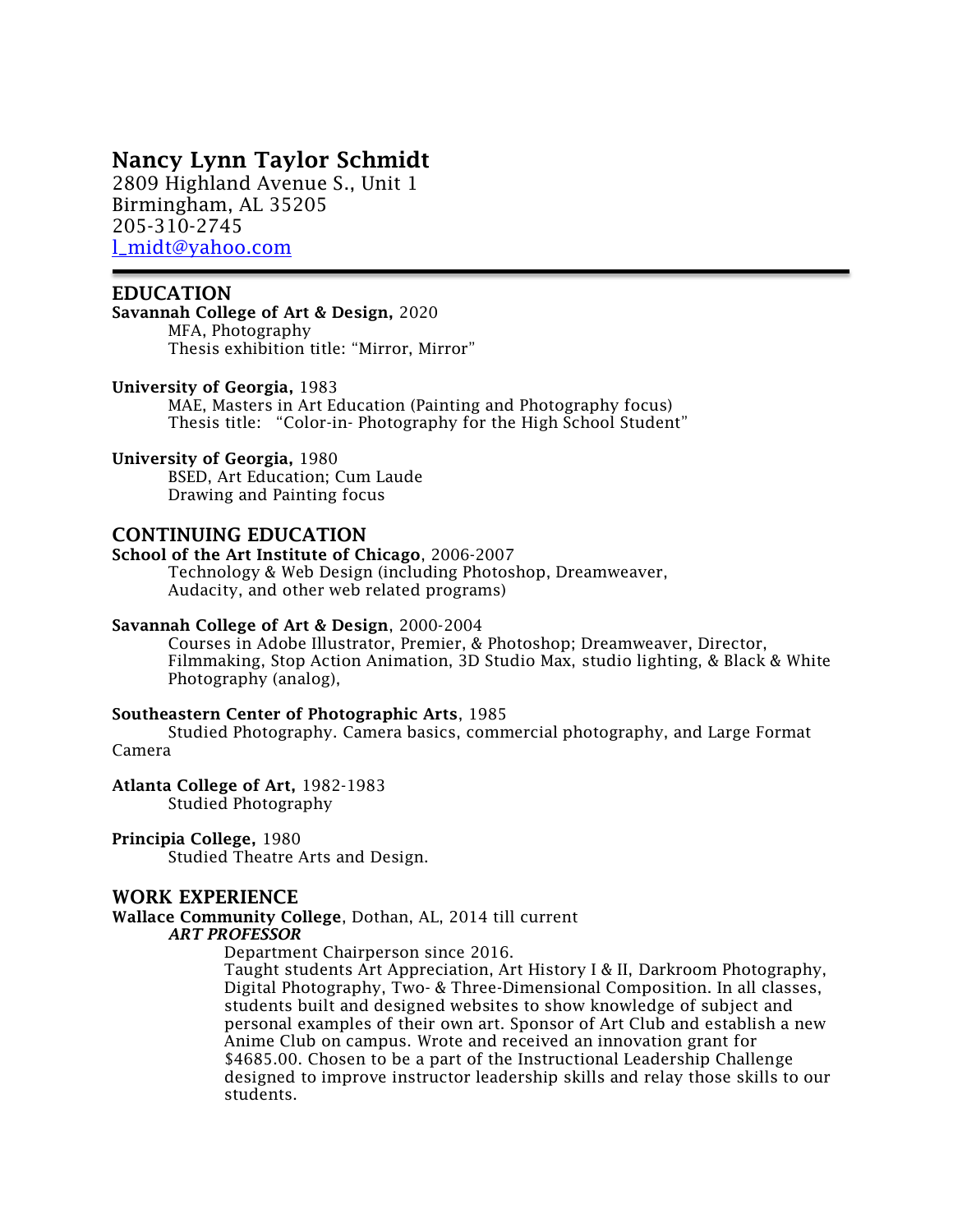# Nancy Lynn Taylor Schmidt

2809 Highland Avenue S., Unit 1
Birmingham, AL 35205
205-310-2745
l_midt@yahoo.com

---

## EDUCATION

**Savannah College of Art & Design,** 2020
MFA, Photography
Thesis exhibition title: "Mirror, Mirror"

**University of Georgia,** 1983
MAE, Masters in Art Education (Painting and Photography focus)
Thesis title: "Color-in- Photography for the High School Student"

**University of Georgia,** 1980
BSED, Art Education; Cum Laude
Drawing and Painting focus

## CONTINUING EDUCATION

**School of the Art Institute of Chicago**, 2006-2007
Technology & Web Design (including Photoshop, Dreamweaver, Audacity, and other web related programs)

**Savannah College of Art & Design**, 2000-2004
Courses in Adobe Illustrator, Premier, & Photoshop; Dreamweaver, Director, Filmmaking, Stop Action Animation, 3D Studio Max, studio lighting, & Black & White Photography (analog),

**Southeastern Center of Photographic Arts**, 1985
Studied Photography. Camera basics, commercial photography, and Large Format Camera

**Atlanta College of Art,** 1982-1983
Studied Photography

**Principia College,** 1980
Studied Theatre Arts and Design.

## WORK EXPERIENCE

**Wallace Community College**, Dothan, AL, 2014 till current
***ART PROFESSOR***

Department Chairperson since 2016.
Taught students Art Appreciation, Art History I & II, Darkroom Photography, Digital Photography, Two- & Three-Dimensional Composition. In all classes, students built and designed websites to show knowledge of subject and personal examples of their own art. Sponsor of Art Club and establish a new Anime Club on campus. Wrote and received an innovation grant for $4685.00. Chosen to be a part of the Instructional Leadership Challenge designed to improve instructor leadership skills and relay those skills to our students.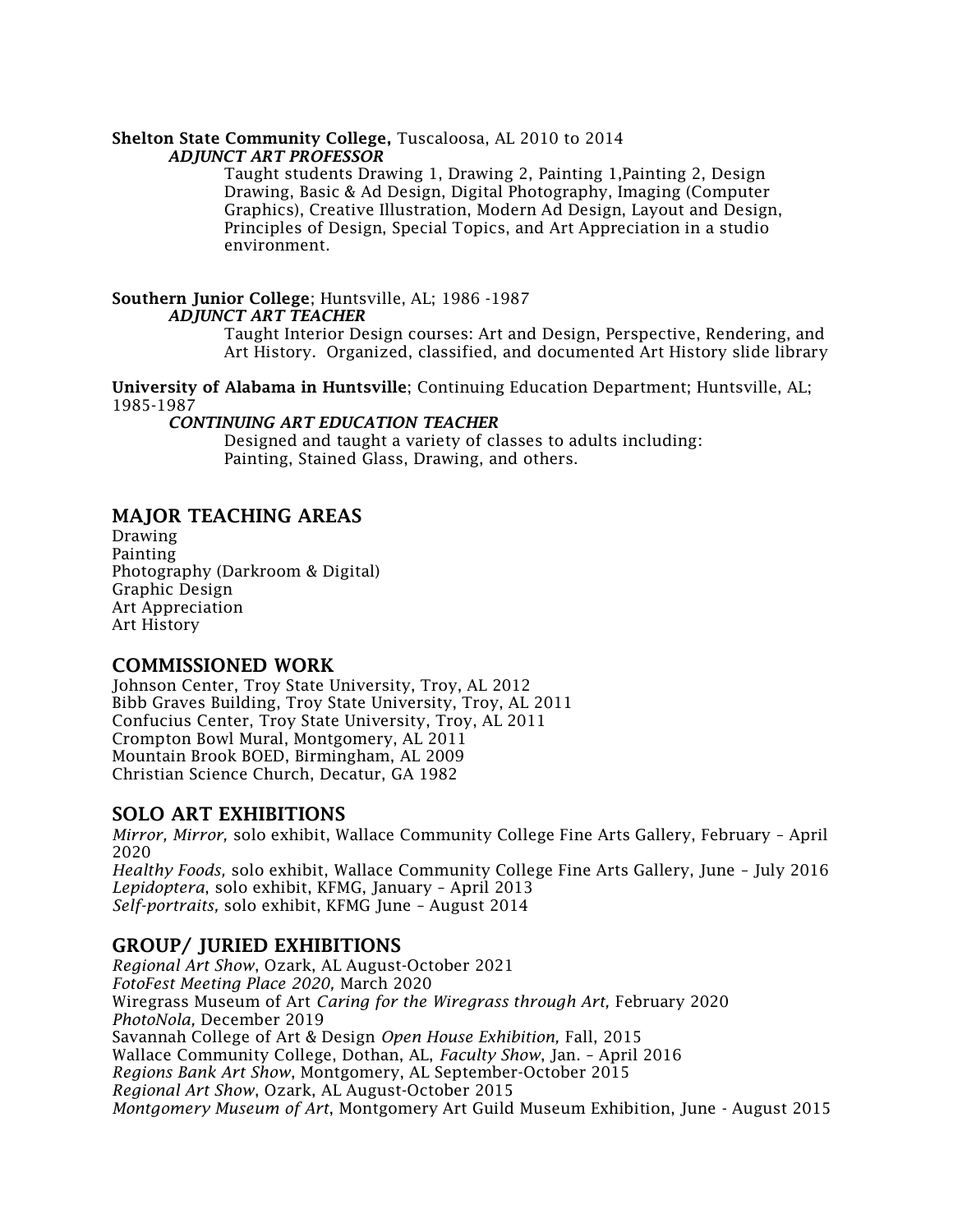**Shelton State Community College,** Tuscaloosa, AL 2010 to 2014

***ADJUNCT ART PROFESSOR***

Taught students Drawing 1, Drawing 2, Painting 1,Painting 2, Design Drawing, Basic & Ad Design, Digital Photography, Imaging (Computer Graphics), Creative Illustration, Modern Ad Design, Layout and Design, Principles of Design, Special Topics, and Art Appreciation in a studio environment.

**Southern Junior College**; Huntsville, AL; 1986 -1987

***ADJUNCT ART TEACHER***

Taught Interior Design courses: Art and Design, Perspective, Rendering, and Art History. Organized, classified, and documented Art History slide library

**University of Alabama in Huntsville**; Continuing Education Department; Huntsville, AL; 1985-1987

***CONTINUING ART EDUCATION TEACHER***

Designed and taught a variety of classes to adults including: Painting, Stained Glass, Drawing, and others.

## MAJOR TEACHING AREAS

Drawing
Painting
Photography (Darkroom & Digital)
Graphic Design
Art Appreciation
Art History

## COMMISSIONED WORK

Johnson Center, Troy State University, Troy, AL 2012
Bibb Graves Building, Troy State University, Troy, AL 2011
Confucius Center, Troy State University, Troy, AL 2011
Crompton Bowl Mural, Montgomery, AL 2011
Mountain Brook BOED, Birmingham, AL 2009
Christian Science Church, Decatur, GA 1982

## SOLO ART EXHIBITIONS

*Mirror, Mirror,* solo exhibit, Wallace Community College Fine Arts Gallery, February – April 2020
*Healthy Foods,* solo exhibit, Wallace Community College Fine Arts Gallery, June – July 2016
*Lepidoptera*, solo exhibit, KFMG, January – April 2013
*Self-portraits,* solo exhibit, KFMG June – August 2014

## GROUP/ JURIED EXHIBITIONS

*Regional Art Show*, Ozark, AL August-October 2021
*FotoFest Meeting Place 2020,* March 2020
Wiregrass Museum of Art *Caring for the Wiregrass through Art,* February 2020
*PhotoNola,* December 2019
Savannah College of Art & Design *Open House Exhibition,* Fall, 2015
Wallace Community College, Dothan, AL, *Faculty Show*, Jan. – April 2016
*Regions Bank Art Show*, Montgomery, AL September-October 2015
*Regional Art Show*, Ozark, AL August-October 2015
*Montgomery Museum of Art*, Montgomery Art Guild Museum Exhibition, June - August 2015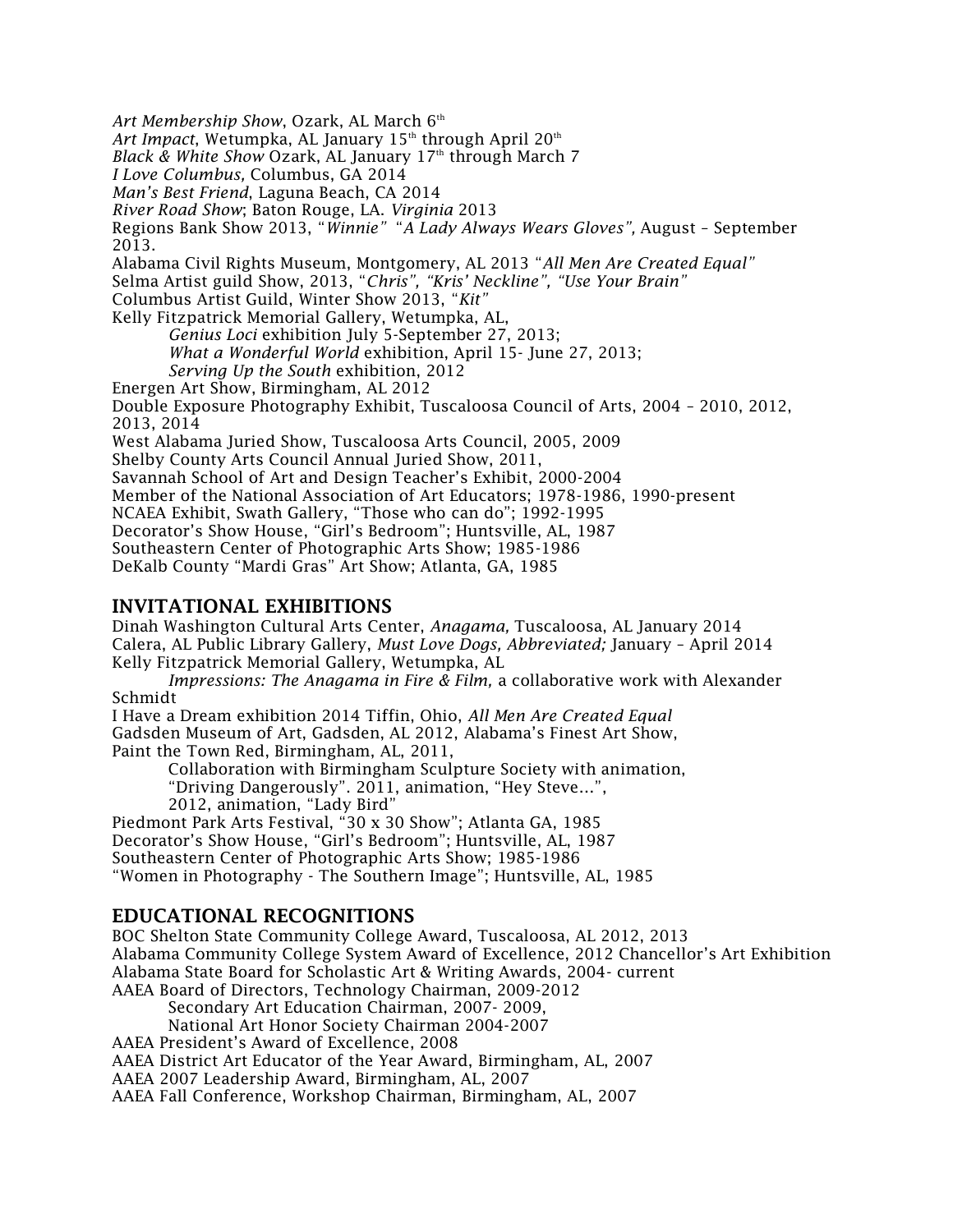*Art Membership Show*, Ozark, AL March 6th
*Art Impact*, Wetumpka, AL January 15th through April 20th
*Black & White Show* Ozark, AL January 17th through March 7
*I Love Columbus,* Columbus, GA 2014
*Man's Best Friend*, Laguna Beach, CA 2014
*River Road Show*; Baton Rouge, LA. *Virginia* 2013
Regions Bank Show 2013, "*Winnie*" "*A Lady Always Wears Gloves",* August – September 2013.
Alabama Civil Rights Museum, Montgomery, AL 2013 "*All Men Are Created Equal"*
Selma Artist guild Show, 2013, "*Chris", "Kris' Neckline", "Use Your Brain"*
Columbus Artist Guild, Winter Show 2013, "*Kit"*
Kelly Fitzpatrick Memorial Gallery, Wetumpka, AL,
    *Genius Loci* exhibition July 5-September 27, 2013;
    *What a Wonderful World* exhibition, April 15- June 27, 2013;
    *Serving Up the South* exhibition, 2012
Energen Art Show, Birmingham, AL 2012
Double Exposure Photography Exhibit, Tuscaloosa Council of Arts, 2004 – 2010, 2012, 2013, 2014
West Alabama Juried Show, Tuscaloosa Arts Council, 2005, 2009
Shelby County Arts Council Annual Juried Show, 2011,
Savannah School of Art and Design Teacher's Exhibit, 2000-2004
Member of the National Association of Art Educators; 1978-1986, 1990-present
NCAEA Exhibit, Swath Gallery, "Those who can do"; 1992-1995
Decorator's Show House, "Girl's Bedroom"; Huntsville, AL, 1987
Southeastern Center of Photographic Arts Show; 1985-1986
DeKalb County "Mardi Gras" Art Show; Atlanta, GA, 1985

## INVITATIONAL EXHIBITIONS

Dinah Washington Cultural Arts Center, *Anagama,* Tuscaloosa, AL January 2014
Calera, AL Public Library Gallery, *Must Love Dogs, Abbreviated;* January – April 2014
Kelly Fitzpatrick Memorial Gallery, Wetumpka, AL
    *Impressions: The Anagama in Fire & Film,* a collaborative work with Alexander Schmidt
I Have a Dream exhibition 2014 Tiffin, Ohio, *All Men Are Created Equal*
Gadsden Museum of Art, Gadsden, AL 2012, Alabama's Finest Art Show,
Paint the Town Red, Birmingham, AL, 2011,
    Collaboration with Birmingham Sculpture Society with animation,
    "Driving Dangerously". 2011, animation, "Hey Steve…",
    2012, animation, "Lady Bird"
Piedmont Park Arts Festival, "30 x 30 Show"; Atlanta GA, 1985
Decorator's Show House, "Girl's Bedroom"; Huntsville, AL, 1987
Southeastern Center of Photographic Arts Show; 1985-1986
"Women in Photography - The Southern Image"; Huntsville, AL, 1985

## EDUCATIONAL RECOGNITIONS

BOC Shelton State Community College Award, Tuscaloosa, AL 2012, 2013
Alabama Community College System Award of Excellence, 2012 Chancellor's Art Exhibition
Alabama State Board for Scholastic Art & Writing Awards, 2004- current
AAEA Board of Directors, Technology Chairman, 2009-2012
    Secondary Art Education Chairman, 2007- 2009,
    National Art Honor Society Chairman 2004-2007
AAEA President's Award of Excellence, 2008
AAEA District Art Educator of the Year Award, Birmingham, AL, 2007
AAEA 2007 Leadership Award, Birmingham, AL, 2007
AAEA Fall Conference, Workshop Chairman, Birmingham, AL, 2007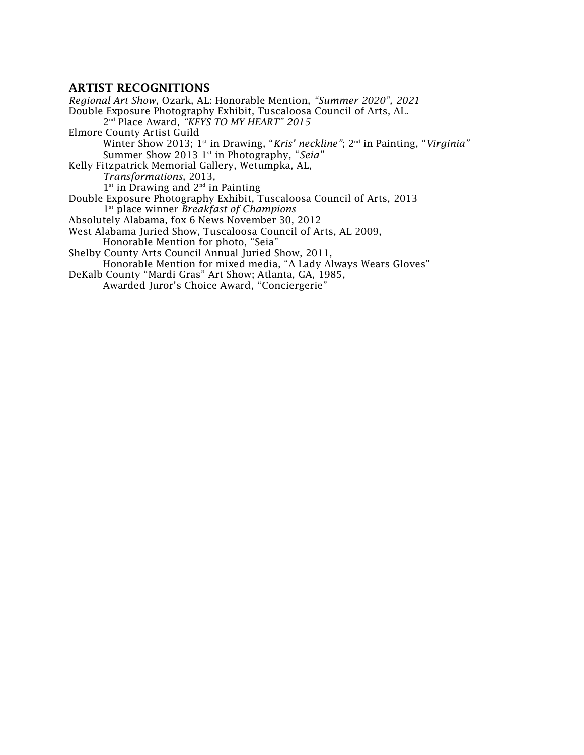## ARTIST RECOGNITIONS

*Regional Art Show*, Ozark, AL: Honorable Mention, *"Summer 2020", 2021*

Double Exposure Photography Exhibit, Tuscaloosa Council of Arts, AL.
    2nd Place Award, *"KEYS TO MY HEART" 2015*

Elmore County Artist Guild
    Winter Show 2013; 1st in Drawing, "*Kris' neckline*"; 2nd in Painting, "*Virginia*"
    Summer Show 2013 1st in Photography, "*Seia*"

Kelly Fitzpatrick Memorial Gallery, Wetumpka, AL,
    *Transformations*, 2013,
    1st in Drawing and 2nd in Painting

Double Exposure Photography Exhibit, Tuscaloosa Council of Arts, 2013
    1st place winner *Breakfast of Champions*

Absolutely Alabama, fox 6 News November 30, 2012

West Alabama Juried Show, Tuscaloosa Council of Arts, AL 2009,
    Honorable Mention for photo, "Seia"

Shelby County Arts Council Annual Juried Show, 2011,
    Honorable Mention for mixed media, "A Lady Always Wears Gloves"

DeKalb County "Mardi Gras" Art Show; Atlanta, GA, 1985,
    Awarded Juror's Choice Award, "Conciergerie"